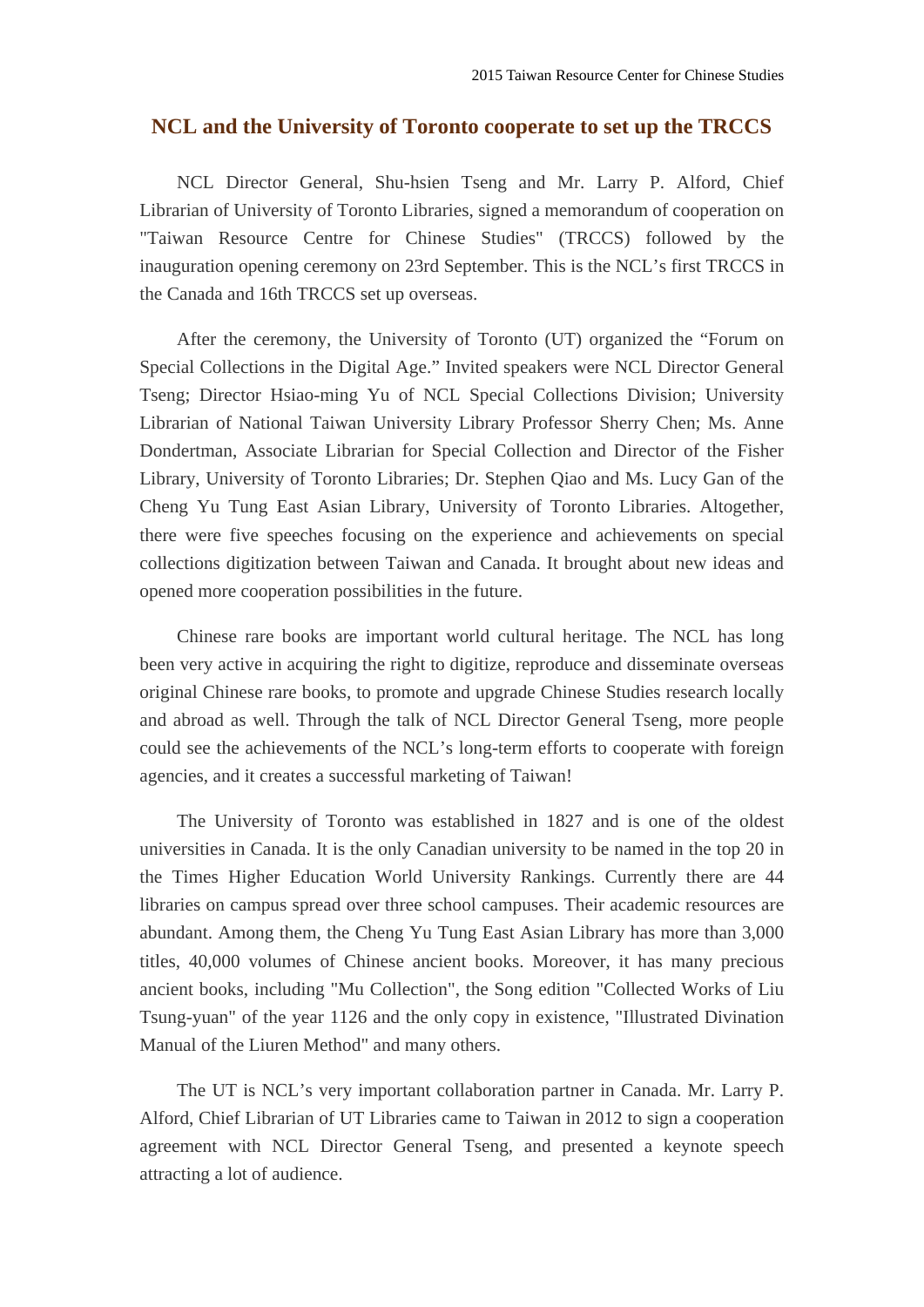## NCL and the University of Toronto cooperate to set up the TRCCS

NCL Director General, Shu-hsien Tseng and Mr. Larry P. Alford, Chief Librarian of University of Toronto Libraries, signed a memorandum of cooperation on "Taiwan Resource Centre for Chinese Studies" (TRCCS) followed by the inauguration opening ceremony on 23rd September. This is the NCL's first TRCCS in the Canada and 16th TRCCS set up overseas.

After the ceremony, the University of Toronto (UT) organized the "Forum on Special Collections in the Digital Age." Invited speakers were NCL Director General Tseng; Director Hsiao-ming Yu of NCL Special Collections Division; University Librarian of National Taiwan University Library Professor Sherry Chen; Ms. Anne Dondertman, Associate Librarian for Special Collection and Director of the Fisher Library, University of Toronto Libraries; Dr. Stephen Qiao and Ms. Lucy Gan of the Cheng Yu Tung East Asian Library, University of Toronto Libraries. Altogether, there were five speeches focusing on the experience and achievements on special collections digitization between Taiwan and Canada. It brought about new ideas and opened more cooperation possibilities in the future.

Chinese rare books are important world cultural heritage. The NCL has long been very active in acquiring the right to digitize, reproduce and disseminate overseas original Chinese rare books, to promote and upgrade Chinese Studies research locally and abroad as well. Through the talk of NCL Director General Tseng, more people could see the achievements of the NCL's long-term efforts to cooperate with foreign agencies, and it creates a successful marketing of Taiwan!

The University of Toronto was established in 1827 and is one of the oldest universities in Canada. It is the only Canadian university to be named in the top 20 in the Times Higher Education World University Rankings. Currently there are 44 libraries on campus spread over three school campuses. Their academic resources are abundant. Among them, the Cheng Yu Tung East Asian Library has more than 3,000 titles, 40,000 volumes of Chinese ancient books. Moreover, it has many precious ancient books, including "Mu Collection", the Song edition "Collected Works of Liu Tsung-yuan" of the year 1126 and the only copy in existence, "Illustrated Divination Manual of the Liuren Method" and many others.

The UT is NCL's very important collaboration partner in Canada. Mr. Larry P. Alford, Chief Librarian of UT Libraries came to Taiwan in 2012 to sign a cooperation agreement with NCL Director General Tseng, and presented a keynote speech attracting a lot of audience.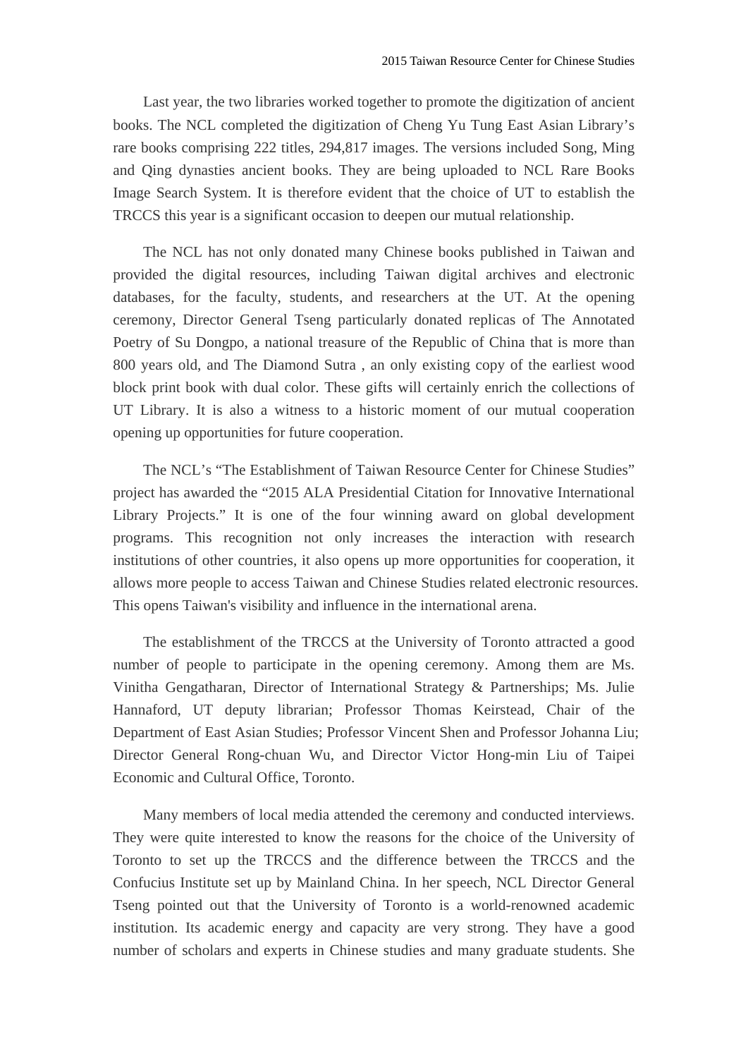Last year, the two libraries worked together to promote the digitization of ancient books. The NCL completed the digitization of Cheng Yu Tung East Asian Library's rare books comprising 222 titles, 294,817 images. The versions included Song, Ming and Qing dynasties ancient books. They are being uploaded to NCL Rare Books Image Search System. It is therefore evident that the choice of UT to establish the TRCCS this year is a significant occasion to deepen our mutual relationship.

The NCL has not only donated many Chinese books published in Taiwan and provided the digital resources, including Taiwan digital archives and electronic databases, for the faculty, students, and researchers at the UT. At the opening ceremony, Director General Tseng particularly donated replicas of The Annotated Poetry of Su Dongpo, a national treasure of the Republic of China that is more than 800 years old, and The Diamond Sutra , an only existing copy of the earliest wood block print book with dual color. These gifts will certainly enrich the collections of UT Library. It is also a witness to a historic moment of our mutual cooperation opening up opportunities for future cooperation.

The NCL's "The Establishment of Taiwan Resource Center for Chinese Studies" project has awarded the "2015 ALA Presidential Citation for Innovative International Library Projects." It is one of the four winning award on global development programs. This recognition not only increases the interaction with research institutions of other countries, it also opens up more opportunities for cooperation, it allows more people to access Taiwan and Chinese Studies related electronic resources. This opens Taiwan's visibility and influence in the international arena.

The establishment of the TRCCS at the University of Toronto attracted a good number of people to participate in the opening ceremony. Among them are Ms. Vinitha Gengatharan, Director of International Strategy & Partnerships; Ms. Julie Hannaford, UT deputy librarian; Professor Thomas Keirstead, Chair of the Department of East Asian Studies; Professor Vincent Shen and Professor Johanna Liu; Director General Rong-chuan Wu, and Director Victor Hong-min Liu of Taipei Economic and Cultural Office, Toronto.

Many members of local media attended the ceremony and conducted interviews. They were quite interested to know the reasons for the choice of the University of Toronto to set up the TRCCS and the difference between the TRCCS and the Confucius Institute set up by Mainland China. In her speech, NCL Director General Tseng pointed out that the University of Toronto is a world-renowned academic institution. Its academic energy and capacity are very strong. They have a good number of scholars and experts in Chinese studies and many graduate students. She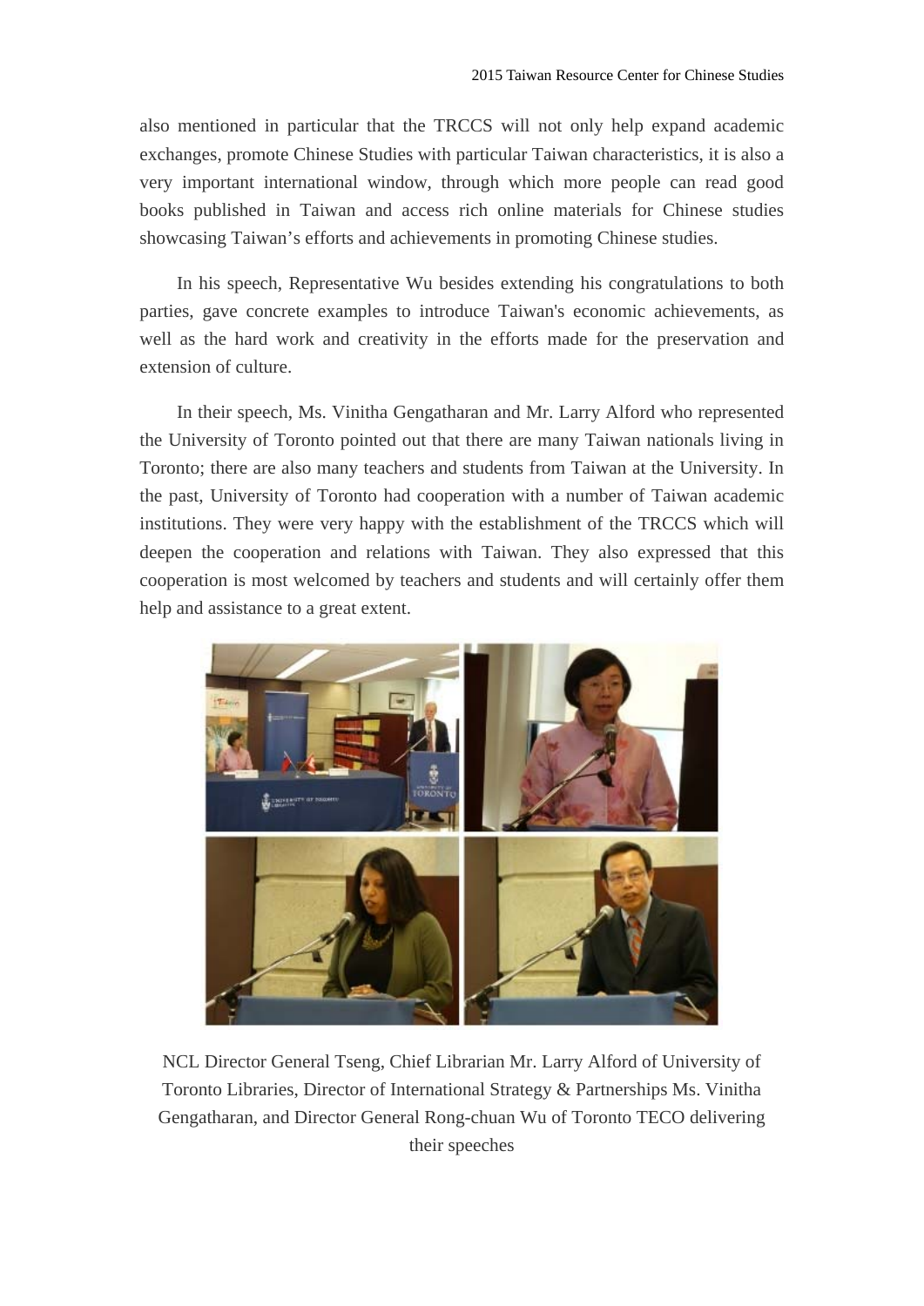also mentioned in particular that the TRCCS will not only help expand academic exchanges, promote Chinese Studies with particular Taiwan characteristics, it is also a very important international window, through which more people can read good books published in Taiwan and access rich online materials for Chinese studies showcasing Taiwan's efforts and achievements in promoting Chinese studies.

In his speech, Representative Wu besides extending his congratulations to both parties, gave concrete examples to introduce Taiwan's economic achievements, as well as the hard work and creativity in the efforts made for the preservation and extension of culture.

In their speech, Ms. Vinitha Gengatharan and Mr. Larry Alford who represented the University of Toronto pointed out that there are many Taiwan nationals living in Toronto; there are also many teachers and students from Taiwan at the University. In the past, University of Toronto had cooperation with a number of Taiwan academic institutions. They were very happy with the establishment of the TRCCS which will deepen the cooperation and relations with Taiwan. They also expressed that this cooperation is most welcomed by teachers and students and will certainly offer them help and assistance to a great extent.

NCL Director General Tseng, Chief Librarian Mr. Larry Alford of University of Toronto Libraries, Director of International Strategy & Partnerships Ms. Vinitha Gengatharan, and Director General Rong-chuan Wu of Toronto TECO delivering their speeches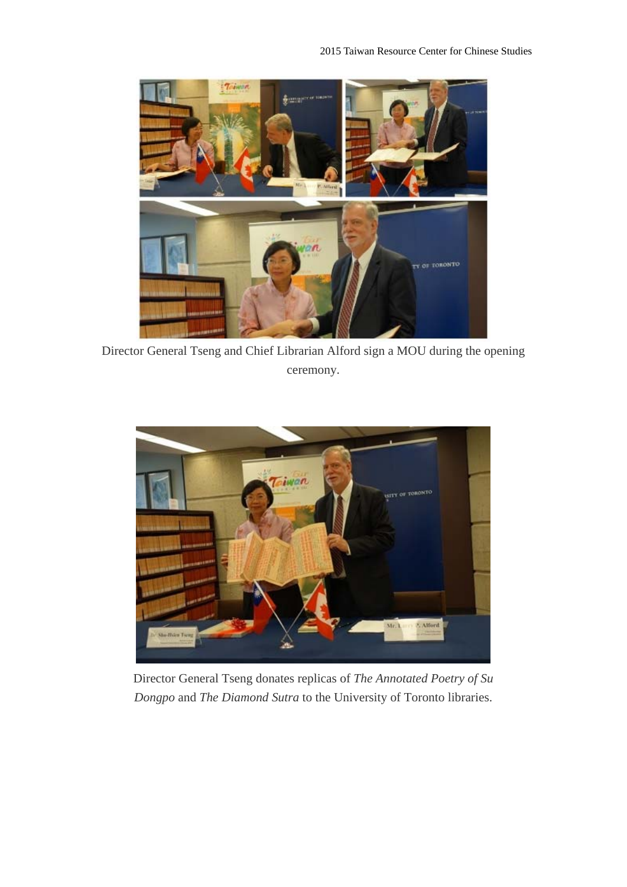Director General Tseng and Chief Librarian Alford sign a MOU during the opening ceremony.

Director General Tseng donates replicas of *The Annotated Poetry of Su Dongpo* and *The Diamond Sutra* to the University of Toronto libraries.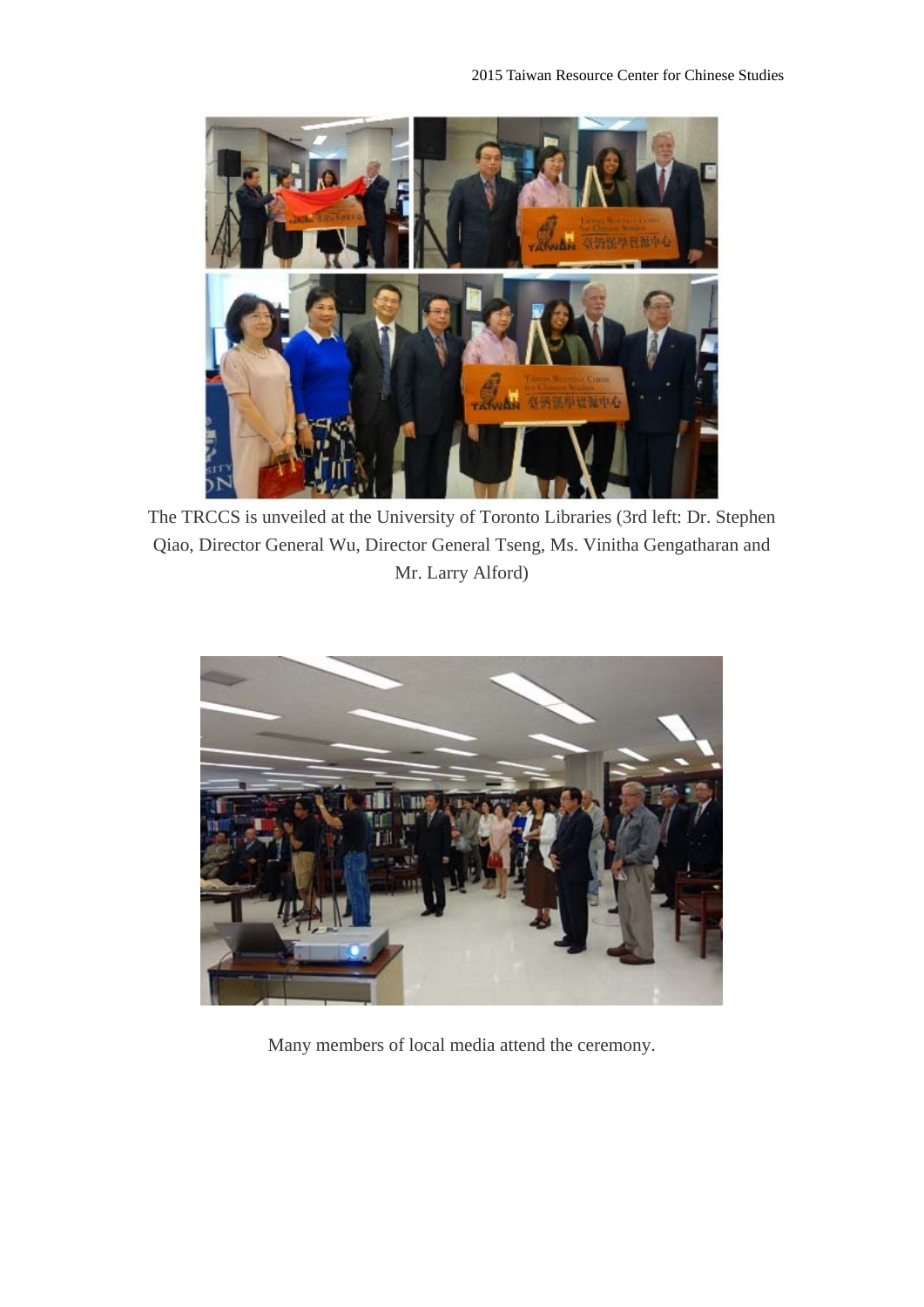The TRCCS is unveiled at the University of Toronto Libraries (3rd left: Dr. Stephen Qiao, Director General Wu, Director General Tseng, Ms. Vinitha Gengatharan and Mr. Larry Alford)

Many members of local media attend the ceremony.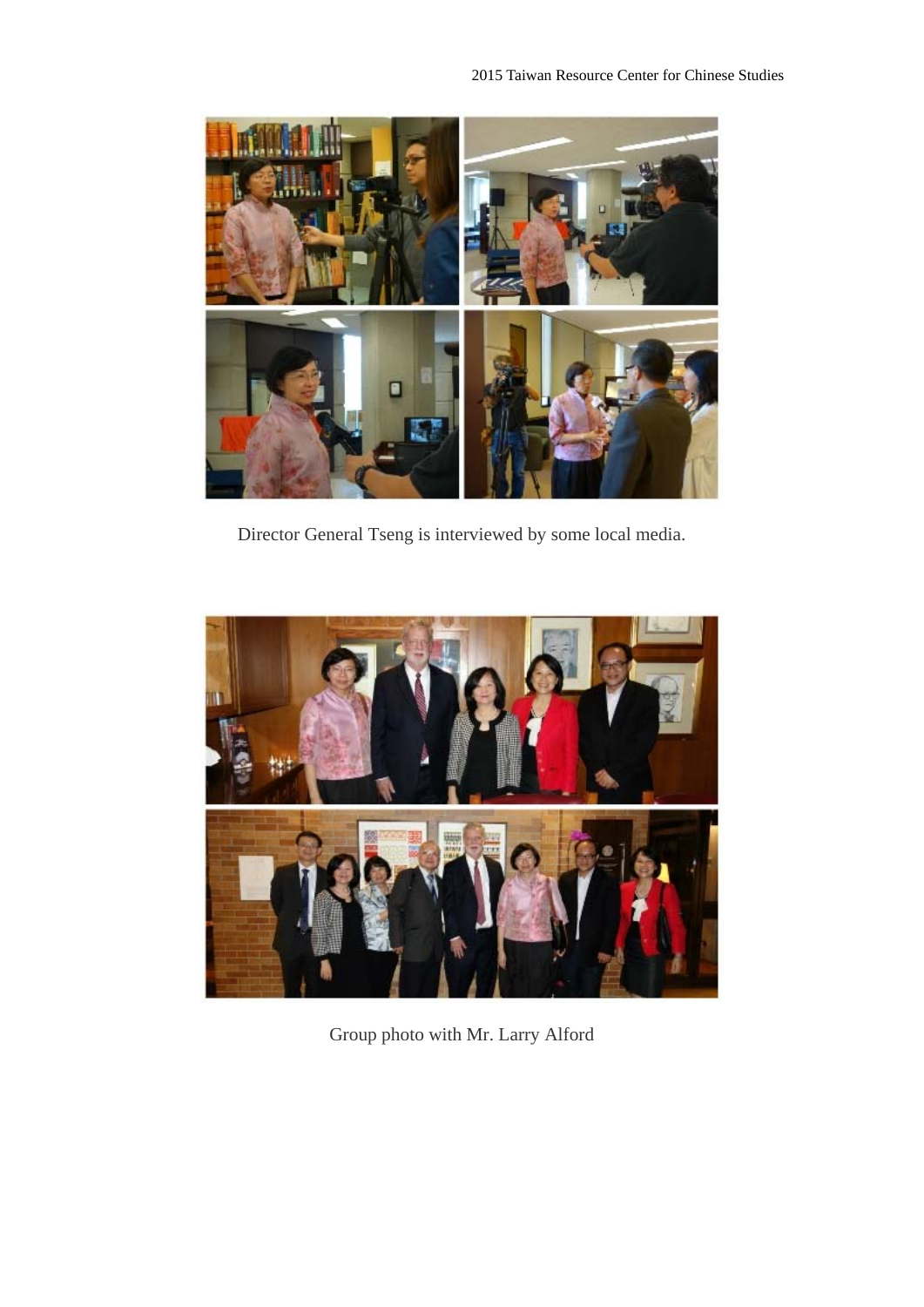Director General Tseng is interviewed by some local media.

Group photo with Mr. Larry Alford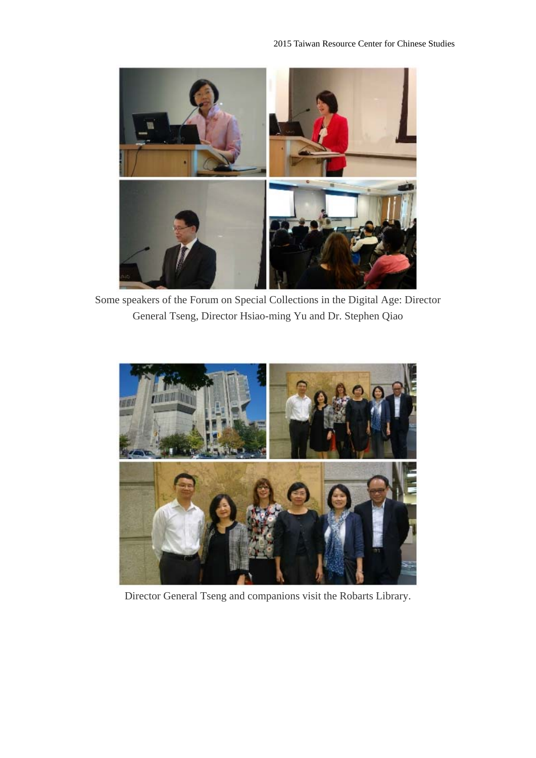Some speakers of the Forum on Special Collections in the Digital Age: Director General Tseng, Director Hsiao-ming Yu and Dr. Stephen Qiao

Director General Tseng and companions visit the Robarts Library.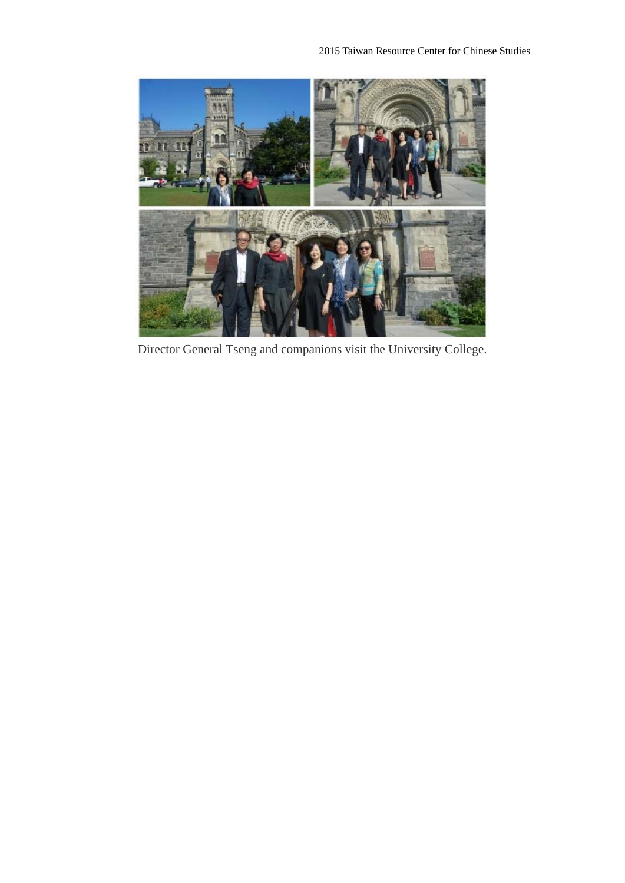Director General Tseng and companions visit the University College.